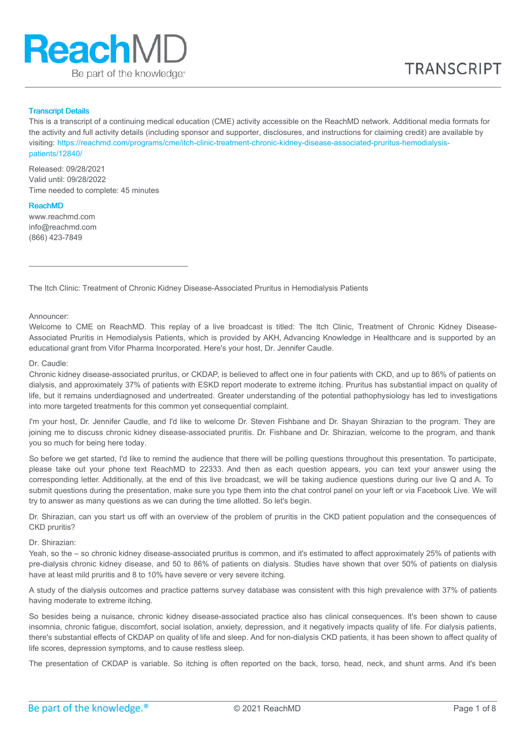**Transcript Details**

This is a transcript of a continuing medical education (CME) activity accessible on the ReachMD network. Additional media formats for the activity and full activity details (including sponsor and supporter, disclosures, and instructions for claiming credit) are available by visiting: https://reachmd.com/programs/cme/itch-clinic-treatment-chronic-kidney-disease-associated-pruritus-hemodialysis-patients/12840/

Released: 09/28/2021
Valid until: 09/28/2022
Time needed to complete: 45 minutes

**ReachMD**

www.reachmd.com
info@reachmd.com
(866) 423-7849

---

The Itch Clinic: Treatment of Chronic Kidney Disease-Associated Pruritus in Hemodialysis Patients

Announcer:
Welcome to CME on ReachMD. This replay of a live broadcast is titled: The Itch Clinic, Treatment of Chronic Kidney Disease-Associated Pruritis in Hemodialysis Patients, which is provided by AKH, Advancing Knowledge in Healthcare and is supported by an educational grant from Vifor Pharma Incorporated. Here's your host, Dr. Jennifer Caudle.

Dr. Caudle:
Chronic kidney disease-associated pruritus, or CKDAP, is believed to affect one in four patients with CKD, and up to 86% of patients on dialysis, and approximately 37% of patients with ESKD report moderate to extreme itching. Pruritus has substantial impact on quality of life, but it remains underdiagnosed and undertreated. Greater understanding of the potential pathophysiology has led to investigations into more targeted treatments for this common yet consequential complaint.

I'm your host, Dr. Jennifer Caudle, and I'd like to welcome Dr. Steven Fishbane and Dr. Shayan Shirazian to the program. They are joining me to discuss chronic kidney disease-associated pruritis. Dr. Fishbane and Dr. Shirazian, welcome to the program, and thank you so much for being here today.

So before we get started, I'd like to remind the audience that there will be polling questions throughout this presentation. To participate, please take out your phone text ReachMD to 22333. And then as each question appears, you can text your answer using the corresponding letter. Additionally, at the end of this live broadcast, we will be taking audience questions during our live Q and A. To submit questions during the presentation, make sure you type them into the chat control panel on your left or via Facebook Live. We will try to answer as many questions as we can during the time allotted. So let's begin.

Dr. Shirazian, can you start us off with an overview of the problem of pruritis in the CKD patient population and the consequences of CKD pruritis?

Dr. Shirazian:
Yeah, so the – so chronic kidney disease-associated pruritus is common, and it's estimated to affect approximately 25% of patients with pre-dialysis chronic kidney disease, and 50 to 86% of patients on dialysis. Studies have shown that over 50% of patients on dialysis have at least mild pruritis and 8 to 10% have severe or very severe itching.

A study of the dialysis outcomes and practice patterns survey database was consistent with this high prevalence with 37% of patients having moderate to extreme itching.

So besides being a nuisance, chronic kidney disease-associated practice also has clinical consequences. It's been shown to cause insomnia, chronic fatigue, discomfort, social isolation, anxiety, depression, and it negatively impacts quality of life. For dialysis patients, there's substantial effects of CKDAP on quality of life and sleep. And for non-dialysis CKD patients, it has been shown to affect quality of life scores, depression symptoms, and to cause restless sleep.

The presentation of CKDAP is variable. So itching is often reported on the back, torso, head, neck, and shunt arms. And it's been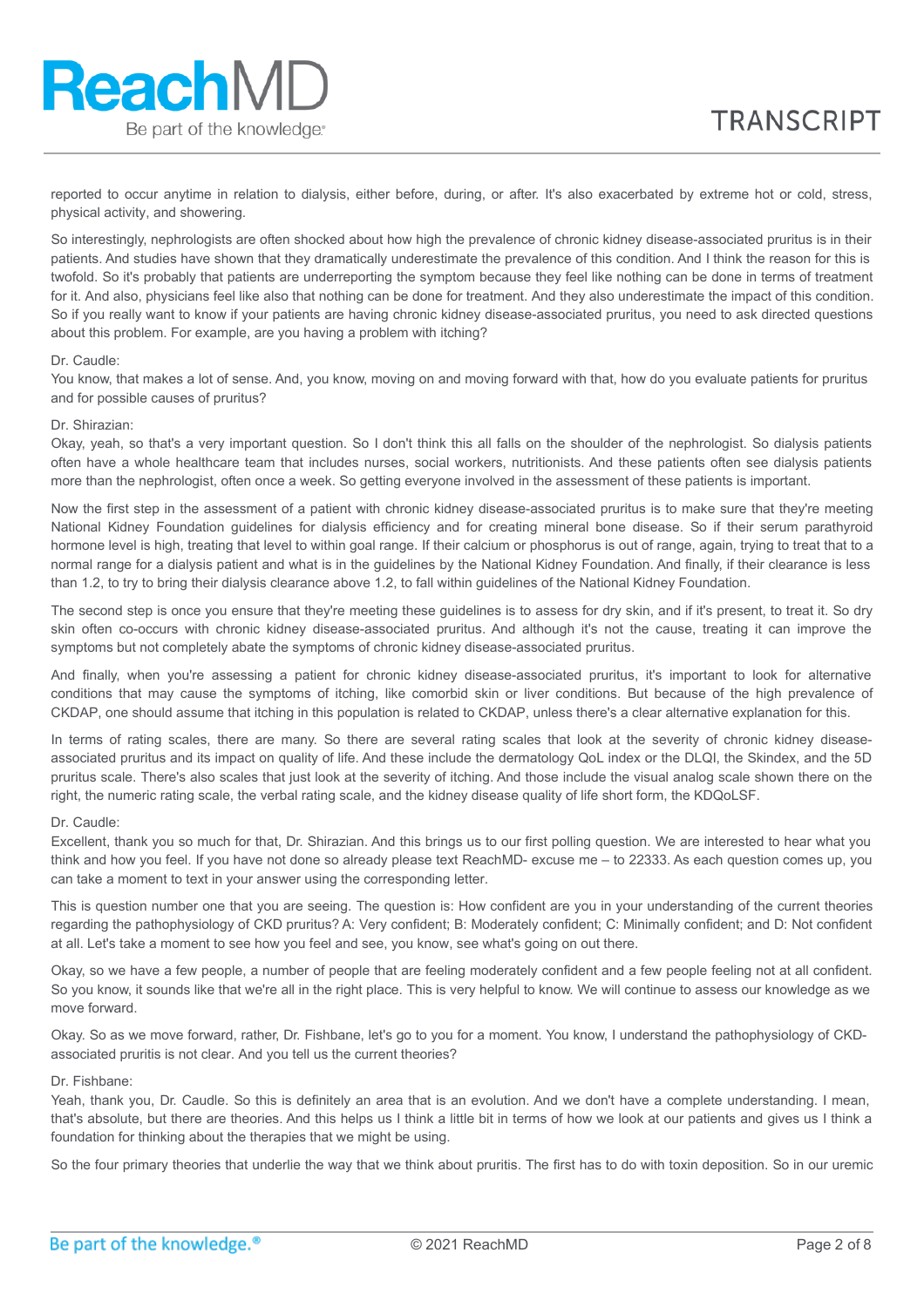reported to occur anytime in relation to dialysis, either before, during, or after. It's also exacerbated by extreme hot or cold, stress, physical activity, and showering.

So interestingly, nephrologists are often shocked about how high the prevalence of chronic kidney disease-associated pruritus is in their patients. And studies have shown that they dramatically underestimate the prevalence of this condition. And I think the reason for this is twofold. So it's probably that patients are underreporting the symptom because they feel like nothing can be done in terms of treatment for it. And also, physicians feel like also that nothing can be done for treatment. And they also underestimate the impact of this condition. So if you really want to know if your patients are having chronic kidney disease-associated pruritus, you need to ask directed questions about this problem. For example, are you having a problem with itching?

Dr. Caudle:
You know, that makes a lot of sense. And, you know, moving on and moving forward with that, how do you evaluate patients for pruritus and for possible causes of pruritus?

Dr. Shirazian:
Okay, yeah, so that's a very important question. So I don't think this all falls on the shoulder of the nephrologist. So dialysis patients often have a whole healthcare team that includes nurses, social workers, nutritionists. And these patients often see dialysis patients more than the nephrologist, often once a week. So getting everyone involved in the assessment of these patients is important.

Now the first step in the assessment of a patient with chronic kidney disease-associated pruritus is to make sure that they're meeting National Kidney Foundation guidelines for dialysis efficiency and for creating mineral bone disease. So if their serum parathyroid hormone level is high, treating that level to within goal range. If their calcium or phosphorus is out of range, again, trying to treat that to a normal range for a dialysis patient and what is in the guidelines by the National Kidney Foundation. And finally, if their clearance is less than 1.2, to try to bring their dialysis clearance above 1.2, to fall within guidelines of the National Kidney Foundation.

The second step is once you ensure that they're meeting these guidelines is to assess for dry skin, and if it's present, to treat it. So dry skin often co-occurs with chronic kidney disease-associated pruritus. And although it's not the cause, treating it can improve the symptoms but not completely abate the symptoms of chronic kidney disease-associated pruritus.

And finally, when you're assessing a patient for chronic kidney disease-associated pruritus, it's important to look for alternative conditions that may cause the symptoms of itching, like comorbid skin or liver conditions. But because of the high prevalence of CKDAP, one should assume that itching in this population is related to CKDAP, unless there's a clear alternative explanation for this.

In terms of rating scales, there are many. So there are several rating scales that look at the severity of chronic kidney disease-associated pruritus and its impact on quality of life. And these include the dermatology QoL index or the DLQI, the Skindex, and the 5D pruritus scale. There's also scales that just look at the severity of itching. And those include the visual analog scale shown there on the right, the numeric rating scale, the verbal rating scale, and the kidney disease quality of life short form, the KDQoLSF.

Dr. Caudle:
Excellent, thank you so much for that, Dr. Shirazian. And this brings us to our first polling question. We are interested to hear what you think and how you feel. If you have not done so already please text ReachMD- excuse me – to 22333. As each question comes up, you can take a moment to text in your answer using the corresponding letter.

This is question number one that you are seeing. The question is: How confident are you in your understanding of the current theories regarding the pathophysiology of CKD pruritus? A: Very confident; B: Moderately confident; C: Minimally confident; and D: Not confident at all. Let's take a moment to see how you feel and see, you know, see what's going on out there.

Okay, so we have a few people, a number of people that are feeling moderately confident and a few people feeling not at all confident. So you know, it sounds like that we're all in the right place. This is very helpful to know. We will continue to assess our knowledge as we move forward.

Okay. So as we move forward, rather, Dr. Fishbane, let's go to you for a moment. You know, I understand the pathophysiology of CKD-associated pruritis is not clear. And you tell us the current theories?

Dr. Fishbane:
Yeah, thank you, Dr. Caudle. So this is definitely an area that is an evolution. And we don't have a complete understanding. I mean, that's absolute, but there are theories. And this helps us I think a little bit in terms of how we look at our patients and gives us I think a foundation for thinking about the therapies that we might be using.

So the four primary theories that underlie the way that we think about pruritis. The first has to do with toxin deposition. So in our uremic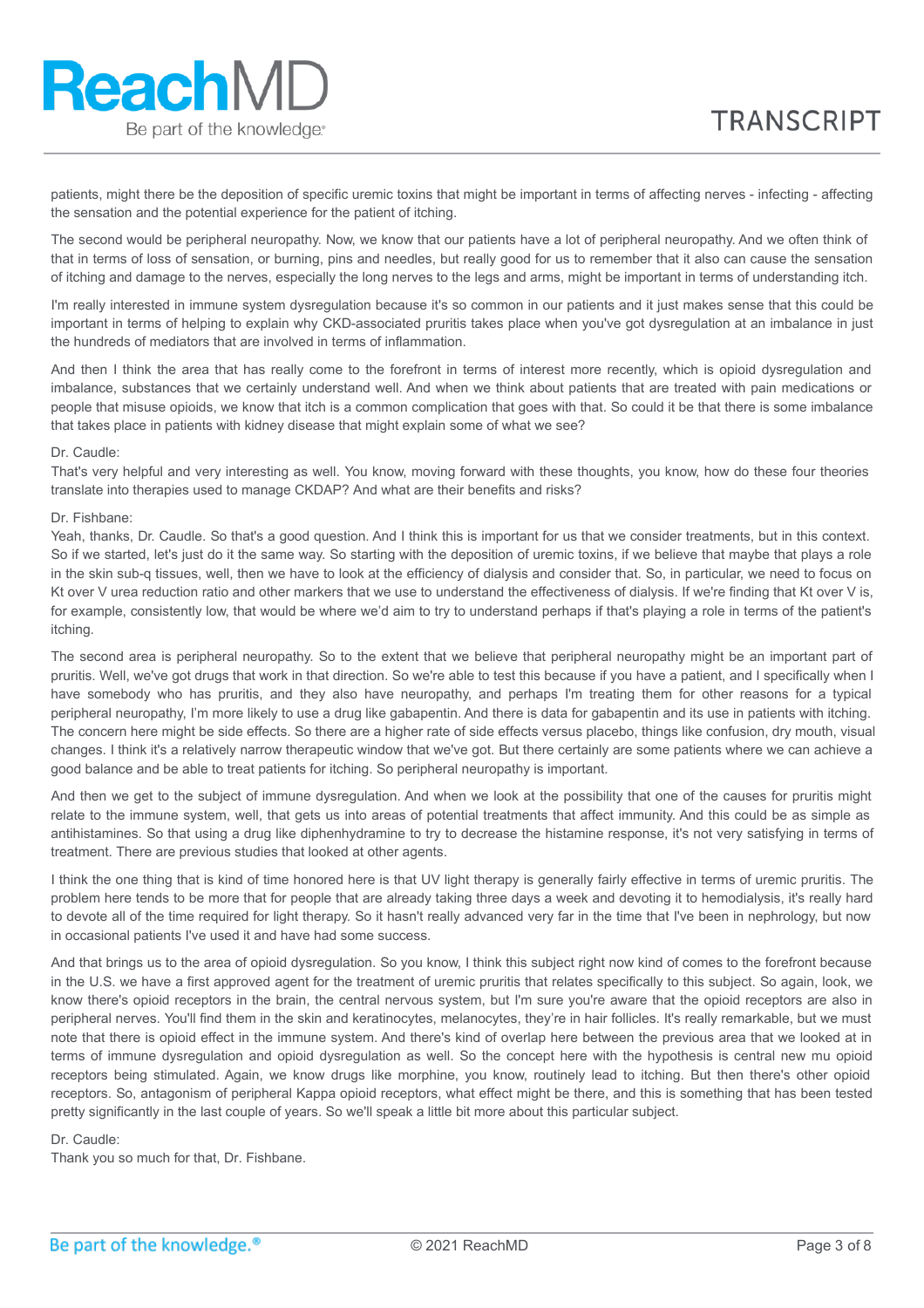patients, might there be the deposition of specific uremic toxins that might be important in terms of affecting nerves - infecting - affecting the sensation and the potential experience for the patient of itching.

The second would be peripheral neuropathy. Now, we know that our patients have a lot of peripheral neuropathy. And we often think of that in terms of loss of sensation, or burning, pins and needles, but really good for us to remember that it also can cause the sensation of itching and damage to the nerves, especially the long nerves to the legs and arms, might be important in terms of understanding itch.

I'm really interested in immune system dysregulation because it's so common in our patients and it just makes sense that this could be important in terms of helping to explain why CKD-associated pruritis takes place when you've got dysregulation at an imbalance in just the hundreds of mediators that are involved in terms of inflammation.

And then I think the area that has really come to the forefront in terms of interest more recently, which is opioid dysregulation and imbalance, substances that we certainly understand well. And when we think about patients that are treated with pain medications or people that misuse opioids, we know that itch is a common complication that goes with that. So could it be that there is some imbalance that takes place in patients with kidney disease that might explain some of what we see?

Dr. Caudle:
That's very helpful and very interesting as well. You know, moving forward with these thoughts, you know, how do these four theories translate into therapies used to manage CKDAP? And what are their benefits and risks?

Dr. Fishbane:
Yeah, thanks, Dr. Caudle. So that's a good question. And I think this is important for us that we consider treatments, but in this context. So if we started, let's just do it the same way. So starting with the deposition of uremic toxins, if we believe that maybe that plays a role in the skin sub-q tissues, well, then we have to look at the efficiency of dialysis and consider that. So, in particular, we need to focus on Kt over V urea reduction ratio and other markers that we use to understand the effectiveness of dialysis. If we're finding that Kt over V is, for example, consistently low, that would be where we'd aim to try to understand perhaps if that's playing a role in terms of the patient's itching.

The second area is peripheral neuropathy. So to the extent that we believe that peripheral neuropathy might be an important part of pruritis. Well, we've got drugs that work in that direction. So we're able to test this because if you have a patient, and I specifically when I have somebody who has pruritis, and they also have neuropathy, and perhaps I'm treating them for other reasons for a typical peripheral neuropathy, I'm more likely to use a drug like gabapentin. And there is data for gabapentin and its use in patients with itching. The concern here might be side effects. So there are a higher rate of side effects versus placebo, things like confusion, dry mouth, visual changes. I think it's a relatively narrow therapeutic window that we've got. But there certainly are some patients where we can achieve a good balance and be able to treat patients for itching. So peripheral neuropathy is important.

And then we get to the subject of immune dysregulation. And when we look at the possibility that one of the causes for pruritis might relate to the immune system, well, that gets us into areas of potential treatments that affect immunity. And this could be as simple as antihistamines. So that using a drug like diphenhydramine to try to decrease the histamine response, it's not very satisfying in terms of treatment. There are previous studies that looked at other agents.

I think the one thing that is kind of time honored here is that UV light therapy is generally fairly effective in terms of uremic pruritis. The problem here tends to be more that for people that are already taking three days a week and devoting it to hemodialysis, it's really hard to devote all of the time required for light therapy. So it hasn't really advanced very far in the time that I've been in nephrology, but now in occasional patients I've used it and have had some success.

And that brings us to the area of opioid dysregulation. So you know, I think this subject right now kind of comes to the forefront because in the U.S. we have a first approved agent for the treatment of uremic pruritis that relates specifically to this subject. So again, look, we know there's opioid receptors in the brain, the central nervous system, but I'm sure you're aware that the opioid receptors are also in peripheral nerves. You'll find them in the skin and keratinocytes, melanocytes, they're in hair follicles. It's really remarkable, but we must note that there is opioid effect in the immune system. And there's kind of overlap here between the previous area that we looked at in terms of immune dysregulation and opioid dysregulation as well. So the concept here with the hypothesis is central new mu opioid receptors being stimulated. Again, we know drugs like morphine, you know, routinely lead to itching. But then there's other opioid receptors. So, antagonism of peripheral Kappa opioid receptors, what effect might be there, and this is something that has been tested pretty significantly in the last couple of years. So we'll speak a little bit more about this particular subject.

Dr. Caudle:
Thank you so much for that, Dr. Fishbane.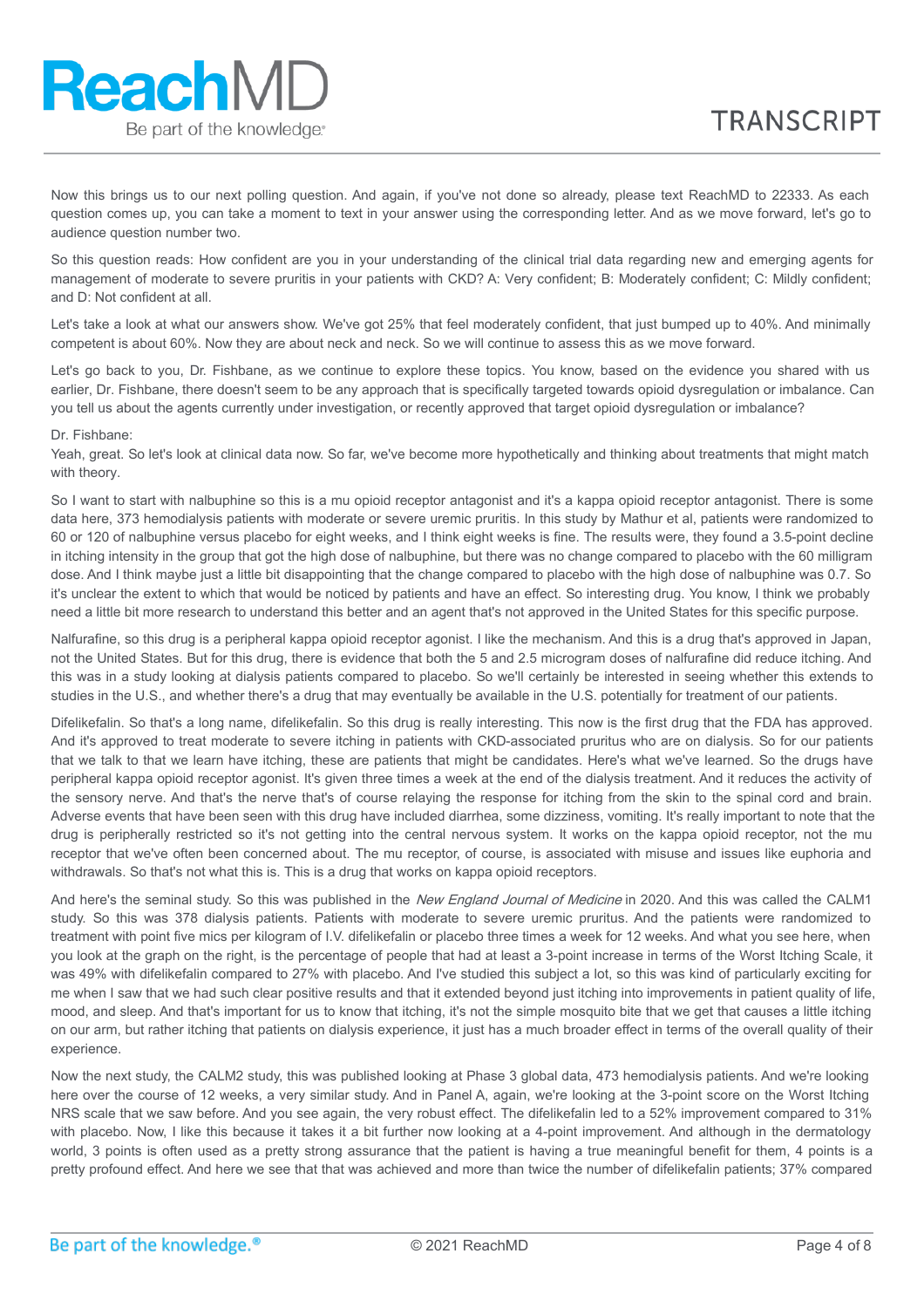Now this brings us to our next polling question. And again, if you've not done so already, please text ReachMD to 22333. As each question comes up, you can take a moment to text in your answer using the corresponding letter. And as we move forward, let's go to audience question number two.

So this question reads: How confident are you in your understanding of the clinical trial data regarding new and emerging agents for management of moderate to severe pruritis in your patients with CKD? A: Very confident; B: Moderately confident; C: Mildly confident; and D: Not confident at all.

Let's take a look at what our answers show. We've got 25% that feel moderately confident, that just bumped up to 40%. And minimally competent is about 60%. Now they are about neck and neck. So we will continue to assess this as we move forward.

Let's go back to you, Dr. Fishbane, as we continue to explore these topics. You know, based on the evidence you shared with us earlier, Dr. Fishbane, there doesn't seem to be any approach that is specifically targeted towards opioid dysregulation or imbalance. Can you tell us about the agents currently under investigation, or recently approved that target opioid dysregulation or imbalance?

Dr. Fishbane:
Yeah, great. So let's look at clinical data now. So far, we've become more hypothetically and thinking about treatments that might match with theory.

So I want to start with nalbuphine so this is a mu opioid receptor antagonist and it's a kappa opioid receptor antagonist. There is some data here, 373 hemodialysis patients with moderate or severe uremic pruritus. In this study by Mathur et al, patients were randomized to 60 or 120 of nalbuphine versus placebo for eight weeks, and I think eight weeks is fine. The results were, they found a 3.5-point decline in itching intensity in the group that got the high dose of nalbuphine, but there was no change compared to placebo with the 60 milligram dose. And I think maybe just a little bit disappointing that the change compared to placebo with the high dose of nalbuphine was 0.7. So it's unclear the extent to which that would be noticed by patients and have an effect. So interesting drug. You know, I think we probably need a little bit more research to understand this better and an agent that's not approved in the United States for this specific purpose.

Nalfurafine, so this drug is a peripheral kappa opioid receptor agonist. I like the mechanism. And this is a drug that's approved in Japan, not the United States. But for this drug, there is evidence that both the 5 and 2.5 microgram doses of nalfurafine did reduce itching. And this was in a study looking at dialysis patients compared to placebo. So we'll certainly be interested in seeing whether this extends to studies in the U.S., and whether there's a drug that may eventually be available in the U.S. potentially for treatment of our patients.

Difelikefalin. So that's a long name, difelikefalin. So this drug is really interesting. This now is the first drug that the FDA has approved. And it's approved to treat moderate to severe itching in patients with CKD-associated pruritus who are on dialysis. So for our patients that we talk to that we learn have itching, these are patients that might be candidates. Here's what we've learned. So the drugs have peripheral kappa opioid receptor agonist. It's given three times a week at the end of the dialysis treatment. And it reduces the activity of the sensory nerve. And that's the nerve that's of course relaying the response for itching from the skin to the spinal cord and brain. Adverse events that have been seen with this drug have included diarrhea, some dizziness, vomiting. It's really important to note that the drug is peripherally restricted so it's not getting into the central nervous system. It works on the kappa opioid receptor, not the mu receptor that we've often been concerned about. The mu receptor, of course, is associated with misuse and issues like euphoria and withdrawals. So that's not what this is. This is a drug that works on kappa opioid receptors.

And here's the seminal study. So this was published in the *New England Journal of Medicine* in 2020. And this was called the CALM1 study. So this was 378 dialysis patients. Patients with moderate to severe uremic pruritus. And the patients were randomized to treatment with point five mics per kilogram of I.V. difelikefalin or placebo three times a week for 12 weeks. And what you see here, when you look at the graph on the right, is the percentage of people that had at least a 3-point increase in terms of the Worst Itching Scale, it was 49% with difelikefalin compared to 27% with placebo. And I've studied this subject a lot, so this was kind of particularly exciting for me when I saw that we had such clear positive results and that it extended beyond just itching into improvements in patient quality of life, mood, and sleep. And that's important for us to know that itching, it's not the simple mosquito bite that we get that causes a little itching on our arm, but rather itching that patients on dialysis experience, it just has a much broader effect in terms of the overall quality of their experience.

Now the next study, the CALM2 study, this was published looking at Phase 3 global data, 473 hemodialysis patients. And we're looking here over the course of 12 weeks, a very similar study. And in Panel A, again, we're looking at the 3-point score on the Worst Itching NRS scale that we saw before. And you see again, the very robust effect. The difelikefalin led to a 52% improvement compared to 31% with placebo. Now, I like this because it takes it a bit further now looking at a 4-point improvement. And although in the dermatology world, 3 points is often used as a pretty strong assurance that the patient is having a true meaningful benefit for them, 4 points is a pretty profound effect. And here we see that that was achieved and more than twice the number of difelikefalin patients; 37% compared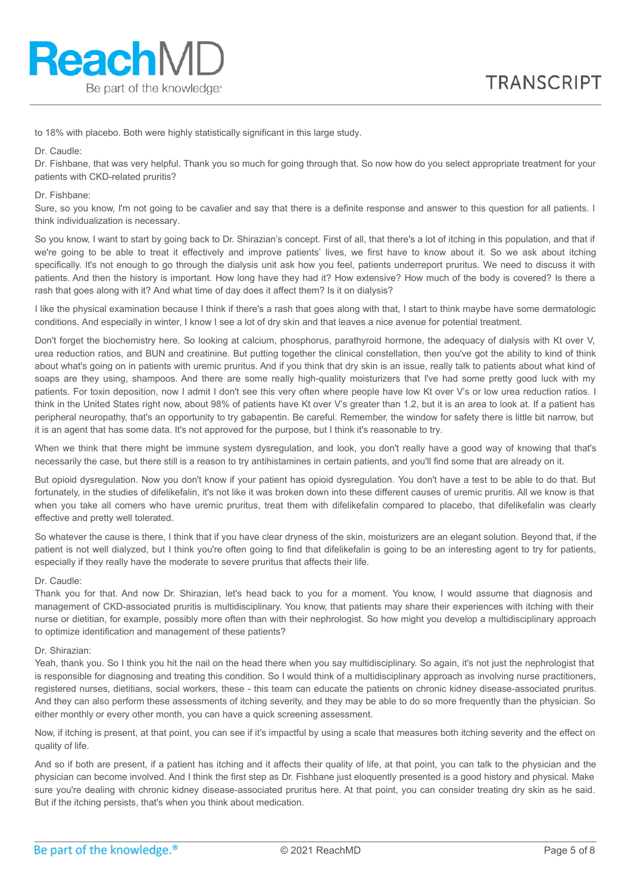to 18% with placebo. Both were highly statistically significant in this large study.

Dr. Caudle:
Dr. Fishbane, that was very helpful. Thank you so much for going through that. So now how do you select appropriate treatment for your patients with CKD-related pruritis?

Dr. Fishbane:
Sure, so you know, I'm not going to be cavalier and say that there is a definite response and answer to this question for all patients. I think individualization is necessary.

So you know, I want to start by going back to Dr. Shirazian's concept. First of all, that there's a lot of itching in this population, and that if we're going to be able to treat it effectively and improve patients' lives, we first have to know about it. So we ask about itching specifically. It's not enough to go through the dialysis unit ask how you feel, patients underreport pruritus. We need to discuss it with patients. And then the history is important. How long have they had it? How extensive? How much of the body is covered? Is there a rash that goes along with it? And what time of day does it affect them? Is it on dialysis?

I like the physical examination because I think if there's a rash that goes along with that, I start to think maybe have some dermatologic conditions. And especially in winter, I know I see a lot of dry skin and that leaves a nice avenue for potential treatment.

Don't forget the biochemistry here. So looking at calcium, phosphorus, parathyroid hormone, the adequacy of dialysis with Kt over V, urea reduction ratios, and BUN and creatinine. But putting together the clinical constellation, then you've got the ability to kind of think about what's going on in patients with uremic pruritus. And if you think that dry skin is an issue, really talk to patients about what kind of soaps are they using, shampoos. And there are some really high-quality moisturizers that I've had some pretty good luck with my patients. For toxin deposition, now I admit I don't see this very often where people have low Kt over V's or low urea reduction ratios. I think in the United States right now, about 98% of patients have Kt over V's greater than 1.2, but it is an area to look at. If a patient has peripheral neuropathy, that's an opportunity to try gabapentin. Be careful. Remember, the window for safety there is little bit narrow, but it is an agent that has some data. It's not approved for the purpose, but I think it's reasonable to try.

When we think that there might be immune system dysregulation, and look, you don't really have a good way of knowing that that's necessarily the case, but there still is a reason to try antihistamines in certain patients, and you'll find some that are already on it.

But opioid dysregulation. Now you don't know if your patient has opioid dysregulation. You don't have a test to be able to do that. But fortunately, in the studies of difelikefalin, it's not like it was broken down into these different causes of uremic pruritus. All we know is that when you take all comers who have uremic pruritus, treat them with difelikefalin compared to placebo, that difelikefalin was clearly effective and pretty well tolerated.

So whatever the cause is there, I think that if you have clear dryness of the skin, moisturizers are an elegant solution. Beyond that, if the patient is not well dialyzed, but I think you're often going to find that difelikefalin is going to be an interesting agent to try for patients, especially if they really have the moderate to severe pruritus that affects their life.

Dr. Caudle:
Thank you for that. And now Dr. Shirazian, let's head back to you for a moment. You know, I would assume that diagnosis and management of CKD-associated pruritis is multidisciplinary. You know, that patients may share their experiences with itching with their nurse or dietitian, for example, possibly more often than with their nephrologist. So how might you develop a multidisciplinary approach to optimize identification and management of these patients?

Dr. Shirazian:
Yeah, thank you. So I think you hit the nail on the head there when you say multidisciplinary. So again, it's not just the nephrologist that is responsible for diagnosing and treating this condition. So I would think of a multidisciplinary approach as involving nurse practitioners, registered nurses, dietitians, social workers, these - this team can educate the patients on chronic kidney disease-associated pruritus. And they can also perform these assessments of itching severity, and they may be able to do so more frequently than the physician. So either monthly or every other month, you can have a quick screening assessment.

Now, if itching is present, at that point, you can see if it's impactful by using a scale that measures both itching severity and the effect on quality of life.

And so if both are present, if a patient has itching and it affects their quality of life, at that point, you can talk to the physician and the physician can become involved. And I think the first step as Dr. Fishbane just eloquently presented is a good history and physical. Make sure you're dealing with chronic kidney disease-associated pruritus here. At that point, you can consider treating dry skin as he said. But if the itching persists, that's when you think about medication.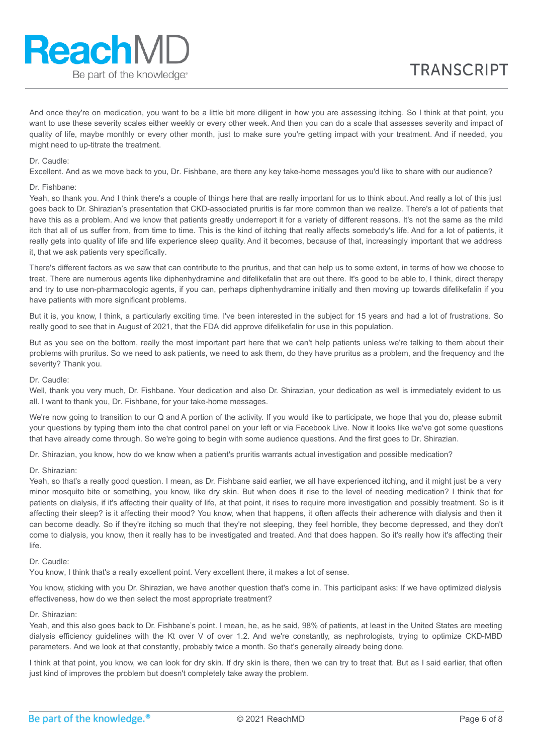And once they're on medication, you want to be a little bit more diligent in how you are assessing itching. So I think at that point, you want to use these severity scales either weekly or every other week. And then you can do a scale that assesses severity and impact of quality of life, maybe monthly or every other month, just to make sure you're getting impact with your treatment. And if needed, you might need to up-titrate the treatment.

Dr. Caudle:
Excellent. And as we move back to you, Dr. Fishbane, are there any key take-home messages you'd like to share with our audience?

Dr. Fishbane:
Yeah, so thank you. And I think there's a couple of things here that are really important for us to think about. And really a lot of this just goes back to Dr. Shirazian's presentation that CKD-associated pruritis is far more common than we realize. There's a lot of patients that have this as a problem. And we know that patients greatly underreport it for a variety of different reasons. It's not the same as the mild itch that all of us suffer from, from time to time. This is the kind of itching that really affects somebody's life. And for a lot of patients, it really gets into quality of life and life experience sleep quality. And it becomes, because of that, increasingly important that we address it, that we ask patients very specifically.

There's different factors as we saw that can contribute to the pruritus, and that can help us to some extent, in terms of how we choose to treat. There are numerous agents like diphenhydramine and difelikefalin that are out there. It's good to be able to, I think, direct therapy and try to use non-pharmacologic agents, if you can, perhaps diphenhydramine initially and then moving up towards difelikefalin if you have patients with more significant problems.

But it is, you know, I think, a particularly exciting time. I've been interested in the subject for 15 years and had a lot of frustrations. So really good to see that in August of 2021, that the FDA did approve difelikefalin for use in this population.

But as you see on the bottom, really the most important part here that we can't help patients unless we're talking to them about their problems with pruritus. So we need to ask patients, we need to ask them, do they have pruritus as a problem, and the frequency and the severity? Thank you.

Dr. Caudle:
Well, thank you very much, Dr. Fishbane. Your dedication and also Dr. Shirazian, your dedication as well is immediately evident to us all. I want to thank you, Dr. Fishbane, for your take-home messages.

We're now going to transition to our Q and A portion of the activity. If you would like to participate, we hope that you do, please submit your questions by typing them into the chat control panel on your left or via Facebook Live. Now it looks like we've got some questions that have already come through. So we're going to begin with some audience questions. And the first goes to Dr. Shirazian.

Dr. Shirazian, you know, how do we know when a patient's pruritis warrants actual investigation and possible medication?

Dr. Shirazian:
Yeah, so that's a really good question. I mean, as Dr. Fishbane said earlier, we all have experienced itching, and it might just be a very minor mosquito bite or something, you know, like dry skin. But when does it rise to the level of needing medication? I think that for patients on dialysis, if it's affecting their quality of life, at that point, it rises to require more investigation and possibly treatment. So is it affecting their sleep? is it affecting their mood? You know, when that happens, it often affects their adherence with dialysis and then it can become deadly. So if they're itching so much that they're not sleeping, they feel horrible, they become depressed, and they don't come to dialysis, you know, then it really has to be investigated and treated. And that does happen. So it's really how it's affecting their life.

Dr. Caudle:
You know, I think that's a really excellent point. Very excellent there, it makes a lot of sense.

You know, sticking with you Dr. Shirazian, we have another question that's come in. This participant asks: If we have optimized dialysis effectiveness, how do we then select the most appropriate treatment?

Dr. Shirazian:
Yeah, and this also goes back to Dr. Fishbane's point. I mean, he, as he said, 98% of patients, at least in the United States are meeting dialysis efficiency guidelines with the Kt over V of over 1.2. And we're constantly, as nephrologists, trying to optimize CKD-MBD parameters. And we look at that constantly, probably twice a month. So that's generally already being done.

I think at that point, you know, we can look for dry skin. If dry skin is there, then we can try to treat that. But as I said earlier, that often just kind of improves the problem but doesn't completely take away the problem.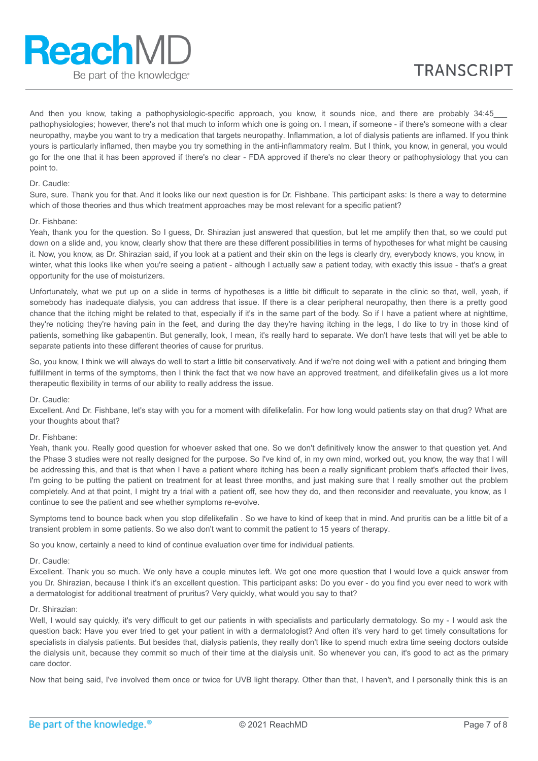And then you know, taking a pathophysiologic-specific approach, you know, it sounds nice, and there are probably 34:45___ pathophysiologies; however, there's not that much to inform which one is going on. I mean, if someone - if there's someone with a clear neuropathy, maybe you want to try a medication that targets neuropathy. Inflammation, a lot of dialysis patients are inflamed. If you think yours is particularly inflamed, then maybe you try something in the anti-inflammatory realm. But I think, you know, in general, you would go for the one that it has been approved if there's no clear - FDA approved if there's no clear theory or pathophysiology that you can point to.

Dr. Caudle:
Sure, sure. Thank you for that. And it looks like our next question is for Dr. Fishbane. This participant asks: Is there a way to determine which of those theories and thus which treatment approaches may be most relevant for a specific patient?

Dr. Fishbane:
Yeah, thank you for the question. So I guess, Dr. Shirazian just answered that question, but let me amplify then that, so we could put down on a slide and, you know, clearly show that there are these different possibilities in terms of hypotheses for what might be causing it. Now, you know, as Dr. Shirazian said, if you look at a patient and their skin on the legs is clearly dry, everybody knows, you know, in winter, what this looks like when you're seeing a patient - although I actually saw a patient today, with exactly this issue - that's a great opportunity for the use of moisturizers.

Unfortunately, what we put up on a slide in terms of hypotheses is a little bit difficult to separate in the clinic so that, well, yeah, if somebody has inadequate dialysis, you can address that issue. If there is a clear peripheral neuropathy, then there is a pretty good chance that the itching might be related to that, especially if it's in the same part of the body. So if I have a patient where at nighttime, they're noticing they're having pain in the feet, and during the day they're having itching in the legs, I do like to try in those kind of patients, something like gabapentin. But generally, look, I mean, it's really hard to separate. We don't have tests that will yet be able to separate patients into these different theories of cause for pruritus.

So, you know, I think we will always do well to start a little bit conservatively. And if we're not doing well with a patient and bringing them fulfillment in terms of the symptoms, then I think the fact that we now have an approved treatment, and difelikefalin gives us a lot more therapeutic flexibility in terms of our ability to really address the issue.

Dr. Caudle:
Excellent. And Dr. Fishbane, let's stay with you for a moment with difelikefalin. For how long would patients stay on that drug? What are your thoughts about that?

Dr. Fishbane:
Yeah, thank you. Really good question for whoever asked that one. So we don't definitively know the answer to that question yet. And the Phase 3 studies were not really designed for the purpose. So I've kind of, in my own mind, worked out, you know, the way that I will be addressing this, and that is that when I have a patient where itching has been a really significant problem that's affected their lives, I'm going to be putting the patient on treatment for at least three months, and just making sure that I really smother out the problem completely. And at that point, I might try a trial with a patient off, see how they do, and then reconsider and reevaluate, you know, as I continue to see the patient and see whether symptoms re-evolve.

Symptoms tend to bounce back when you stop difelikefalin . So we have to kind of keep that in mind. And pruritus can be a little bit of a transient problem in some patients. So we also don't want to commit the patient to 15 years of therapy.

So you know, certainly a need to kind of continue evaluation over time for individual patients.

Dr. Caudle:
Excellent. Thank you so much. We only have a couple minutes left. We got one more question that I would love a quick answer from you Dr. Shirazian, because I think it's an excellent question. This participant asks: Do you ever - do you find you ever need to work with a dermatologist for additional treatment of pruritus? Very quickly, what would you say to that?

Dr. Shirazian:
Well, I would say quickly, it's very difficult to get our patients in with specialists and particularly dermatology. So my - I would ask the question back: Have you ever tried to get your patient in with a dermatologist? And often it's very hard to get timely consultations for specialists in dialysis patients. But besides that, dialysis patients, they really don't like to spend much extra time seeing doctors outside the dialysis unit, because they commit so much of their time at the dialysis unit. So whenever you can, it's good to act as the primary care doctor.

Now that being said, I've involved them once or twice for UVB light therapy. Other than that, I haven't, and I personally think this is an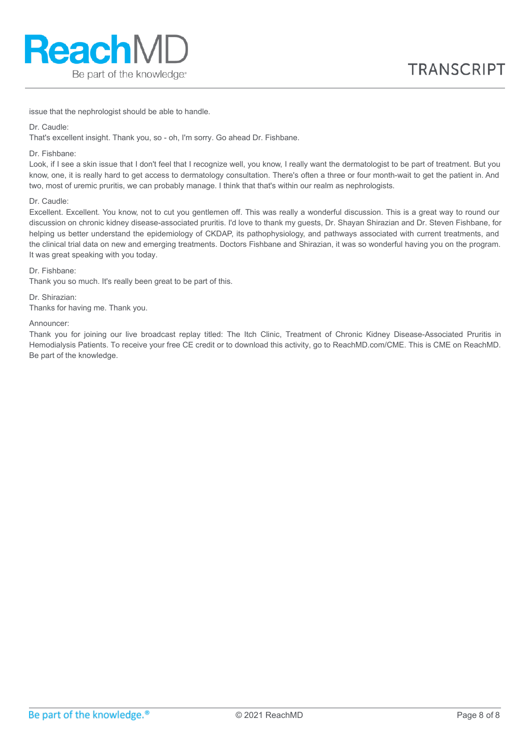issue that the nephrologist should be able to handle.

Dr. Caudle:
That's excellent insight. Thank you, so - oh, I'm sorry. Go ahead Dr. Fishbane.

Dr. Fishbane:
Look, if I see a skin issue that I don't feel that I recognize well, you know, I really want the dermatologist to be part of treatment. But you know, one, it is really hard to get access to dermatology consultation. There's often a three or four month-wait to get the patient in. And two, most of uremic pruritis, we can probably manage. I think that that's within our realm as nephrologists.

Dr. Caudle:
Excellent. Excellent. You know, not to cut you gentlemen off. This was really a wonderful discussion. This is a great way to round our discussion on chronic kidney disease-associated pruritis. I'd love to thank my guests, Dr. Shayan Shirazian and Dr. Steven Fishbane, for helping us better understand the epidemiology of CKDAP, its pathophysiology, and pathways associated with current treatments, and the clinical trial data on new and emerging treatments. Doctors Fishbane and Shirazian, it was so wonderful having you on the program. It was great speaking with you today.

Dr. Fishbane:
Thank you so much. It's really been great to be part of this.

Dr. Shirazian:
Thanks for having me. Thank you.

Announcer:
Thank you for joining our live broadcast replay titled: The Itch Clinic, Treatment of Chronic Kidney Disease-Associated Pruritis in Hemodialysis Patients. To receive your free CE credit or to download this activity, go to ReachMD.com/CME. This is CME on ReachMD. Be part of the knowledge.